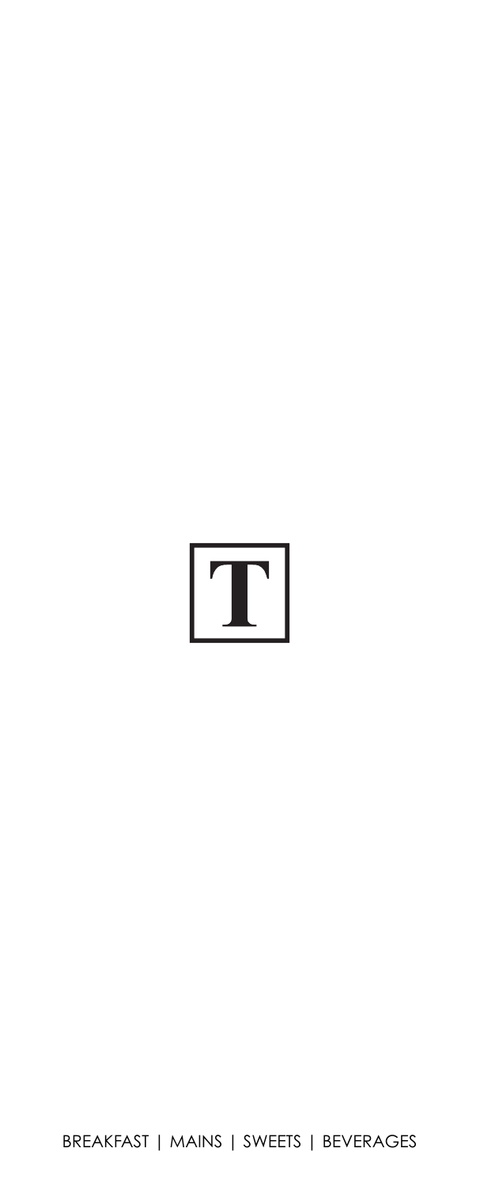T

BREAKFAST | MAINS | SWEETS | BEVERAGES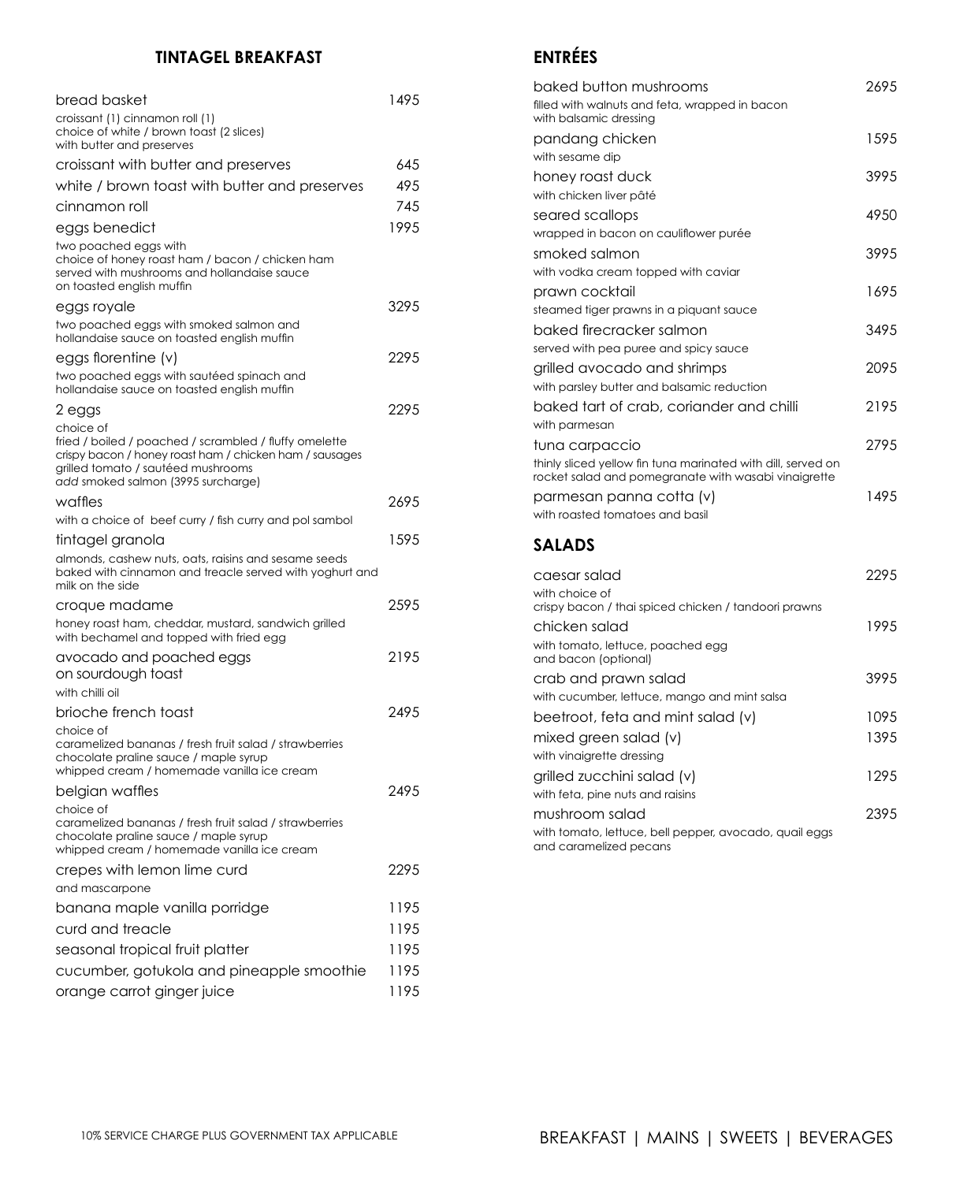## TINTAGEL BREAKFAST

| | |
|---|---|
| bread basket<br>croissant (1) cinnamon roll (1)<br>choice of white / brown toast (2 slices)<br>with butter and preserves | 1495 |
| croissant with butter and preserves | 645 |
| white / brown toast with butter and preserves | 495 |
| cinnamon roll | 745 |
| eggs benedict<br>two poached eggs with<br>choice of honey roast ham / bacon / chicken ham<br>served with mushrooms and hollandaise sauce<br>on toasted english muffin | 1995 |
| eggs royale<br>two poached eggs with smoked salmon and<br>hollandaise sauce on toasted english muffin | 3295 |
| eggs florentine (v)<br>two poached eggs with sautéed spinach and<br>hollandaise sauce on toasted english muffin | 2295 |
| 2 eggs<br>choice of<br>fried / boiled / poached / scrambled / fluffy omelette<br>crispy bacon / honey roast ham / chicken ham / sausages<br>grilled tomato / sautéed mushrooms<br>*add* smoked salmon (3995 surcharge) | 2295 |
| waffles<br>with a choice of beef curry / fish curry and pol sambol | 2695 |
| tintagel granola<br>almonds, cashew nuts, oats, raisins and sesame seeds<br>baked with cinnamon and treacle served with yoghurt and<br>milk on the side | 1595 |
| croque madame<br>honey roast ham, cheddar, mustard, sandwich grilled<br>with bechamel and topped with fried egg | 2595 |
| avocado and poached eggs<br>on sourdough toast<br>with chilli oil | 2195 |
| brioche french toast<br>choice of<br>caramelized bananas / fresh fruit salad / strawberries<br>chocolate praline sauce / maple syrup<br>whipped cream / homemade vanilla ice cream | 2495 |
| belgian waffles<br>choice of<br>caramelized bananas / fresh fruit salad / strawberries<br>chocolate praline sauce / maple syrup<br>whipped cream / homemade vanilla ice cream | 2495 |
| crepes with lemon lime curd<br>and mascarpone | 2295 |
| banana maple vanilla porridge | 1195 |
| curd and treacle | 1195 |
| seasonal tropical fruit platter | 1195 |
| cucumber, gotukola and pineapple smoothie | 1195 |
| orange carrot ginger juice | 1195 |

## ENTRÉES

| | |
|---|---|
| baked button mushrooms<br>filled with walnuts and feta, wrapped in bacon<br>with balsamic dressing | 2695 |
| pandang chicken<br>with sesame dip | 1595 |
| honey roast duck<br>with chicken liver pâté | 3995 |
| seared scallops<br>wrapped in bacon on cauliflower purée | 4950 |
| smoked salmon<br>with vodka cream topped with caviar | 3995 |
| prawn cocktail<br>steamed tiger prawns in a piquant sauce | 1695 |
| baked firecracker salmon<br>served with pea puree and spicy sauce | 3495 |
| grilled avocado and shrimps<br>with parsley butter and balsamic reduction | 2095 |
| baked tart of crab, coriander and chilli<br>with parmesan | 2195 |
| tuna carpaccio<br>thinly sliced yellow fin tuna marinated with dill, served on<br>rocket salad and pomegranate with wasabi vinaigrette | 2795 |
| parmesan panna cotta (v)<br>with roasted tomatoes and basil | 1495 |

## SALADS

| | |
|---|---|
| caesar salad<br>with choice of<br>crispy bacon / thai spiced chicken / tandoori prawns | 2295 |
| chicken salad<br>with tomato, lettuce, poached egg<br>and bacon (optional) | 1995 |
| crab and prawn salad<br>with cucumber, lettuce, mango and mint salsa | 3995 |
| beetroot, feta and mint salad (v) | 1095 |
| mixed green salad (v)<br>with vinaigrette dressing | 1395 |
| grilled zucchini salad (v)<br>with feta, pine nuts and raisins | 1295 |
| mushroom salad<br>with tomato, lettuce, bell pepper, avocado, quail eggs<br>and caramelized pecans | 2395 |

10% SERVICE CHARGE PLUS GOVERNMENT TAX APPLICABLE

BREAKFAST | MAINS | SWEETS | BEVERAGES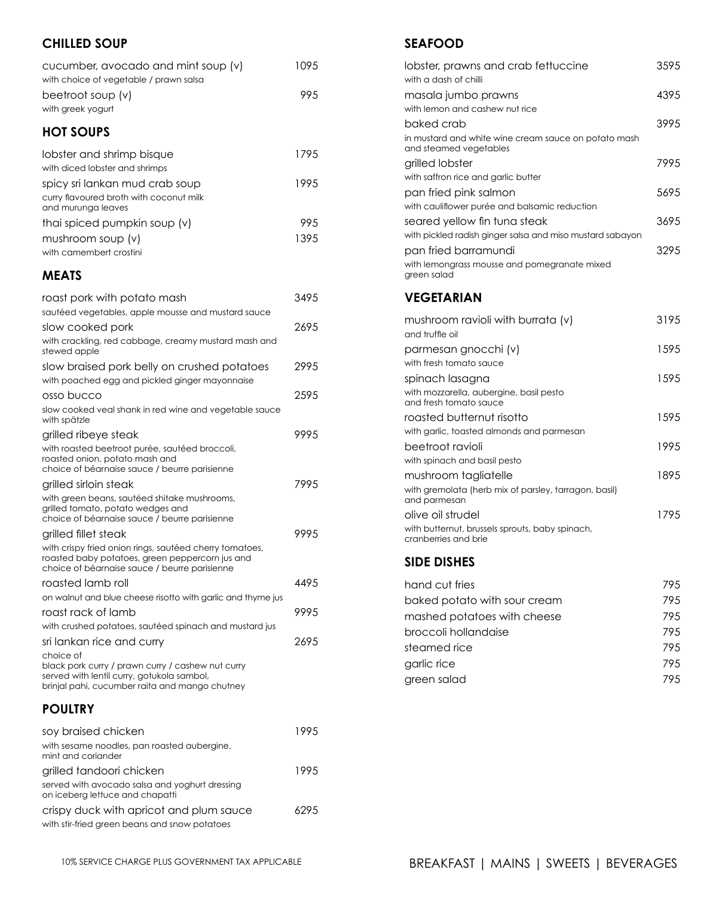## CHILLED SOUP

cucumber, avocado and mint soup (v) — 1095
with choice of vegetable / prawn salsa

beetroot soup (v) — 995
with greek yogurt

## HOT SOUPS

lobster and shrimp bisque — 1795
with diced lobster and shrimps

spicy sri lankan mud crab soup — 1995
curry flavoured broth with coconut milk and murunga leaves

thai spiced pumpkin soup (v) — 995

mushroom soup (v) — 1395
with camembert crostini

## MEATS

roast pork with potato mash — 3495
sautéed vegetables, apple mousse and mustard sauce

slow cooked pork — 2695
with crackling, red cabbage, creamy mustard mash and stewed apple

slow braised pork belly on crushed potatoes — 2995
with poached egg and pickled ginger mayonnaise

osso bucco — 2595
slow cooked veal shank in red wine and vegetable sauce with spätzle

grilled ribeye steak — 9995
with roasted beetroot purée, sautéed broccoli, roasted onion, potato mash and choice of béarnaise sauce / beurre parisienne

grilled sirloin steak — 7995
with green beans, sautéed shitake mushrooms, grilled tomato, potato wedges and choice of béarnaise sauce / beurre parisienne

grilled fillet steak — 9995
with crispy fried onion rings, sautéed cherry tomatoes, roasted baby potatoes, green peppercorn jus and choice of béarnaise sauce / beurre parisienne

roasted lamb roll — 4495
on walnut and blue cheese risotto with garlic and thyme jus

roast rack of lamb — 9995
with crushed potatoes, sautéed spinach and mustard jus

sri lankan rice and curry — 2695
choice of
black pork curry / prawn curry / cashew nut curry
served with lentil curry, gotukola sambol, brinjal pahi, cucumber raita and mango chutney

## POULTRY

soy braised chicken — 1995
with sesame noodles, pan roasted aubergine, mint and coriander

grilled tandoori chicken — 1995
served with avocado salsa and yoghurt dressing on iceberg lettuce and chapatti

crispy duck with apricot and plum sauce — 6295
with stir-fried green beans and snow potatoes

## SEAFOOD

lobster, prawns and crab fettuccine — 3595
with a dash of chilli

masala jumbo prawns — 4395
with lemon and cashew nut rice

baked crab — 3995
in mustard and white wine cream sauce on potato mash and steamed vegetables

grilled lobster — 7995
with saffron rice and garlic butter

pan fried pink salmon — 5695
with cauliflower purée and balsamic reduction

seared yellow fin tuna steak — 3695
with pickled radish ginger salsa and miso mustard sabayon

pan fried barramundi — 3295
with lemongrass mousse and pomegranate mixed green salad

## VEGETARIAN

mushroom ravioli with burrata (v) — 3195
and truffle oil

parmesan gnocchi (v) — 1595
with fresh tomato sauce

spinach lasagna — 1595
with mozzarella, aubergine, basil pesto and fresh tomato sauce

roasted butternut risotto — 1595
with garlic, toasted almonds and parmesan

beetroot ravioli — 1995
with spinach and basil pesto

mushroom tagliatelle — 1895
with gremolata (herb mix of parsley, tarragon, basil) and parmesan

olive oil strudel — 1795
with butternut, brussels sprouts, baby spinach, cranberries and brie

## SIDE DISHES

| Item | Price |
|---|---|
| hand cut fries | 795 |
| baked potato with sour cream | 795 |
| mashed potatoes with cheese | 795 |
| broccoli hollandaise | 795 |
| steamed rice | 795 |
| garlic rice | 795 |
| green salad | 795 |

10% SERVICE CHARGE PLUS GOVERNMENT TAX APPLICABLE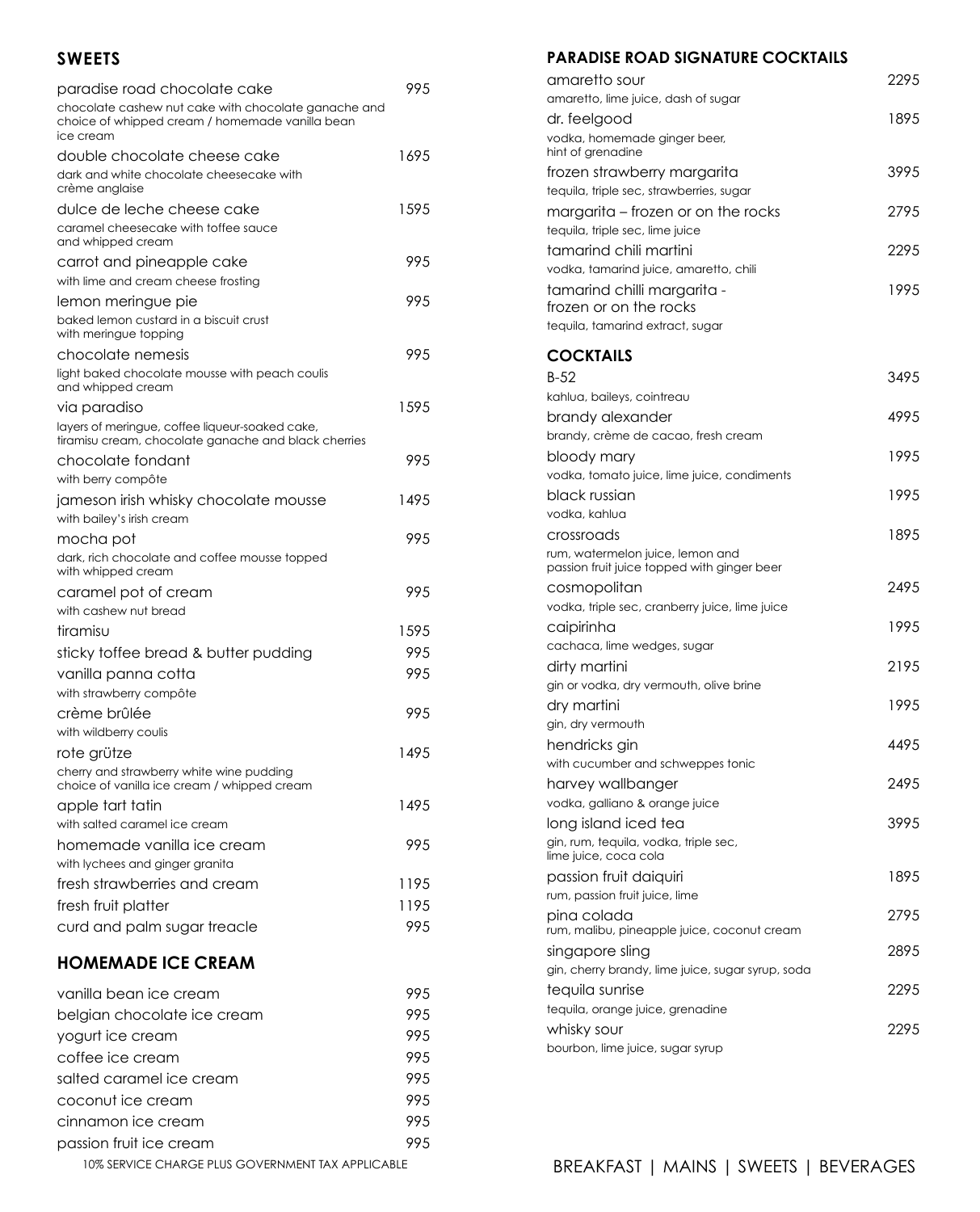## SWEETS

| | |
|---|---|
| paradise road chocolate cake<br>chocolate cashew nut cake with chocolate ganache and choice of whipped cream / homemade vanilla bean ice cream | 995 |
| double chocolate cheese cake<br>dark and white chocolate cheesecake with crème anglaise | 1695 |
| dulce de leche cheese cake<br>caramel cheesecake with toffee sauce and whipped cream | 1595 |
| carrot and pineapple cake<br>with lime and cream cheese frosting | 995 |
| lemon meringue pie<br>baked lemon custard in a biscuit crust with meringue topping | 995 |
| chocolate nemesis<br>light baked chocolate mousse with peach coulis and whipped cream | 995 |
| via paradiso<br>layers of meringue, coffee liqueur-soaked cake, tiramisu cream, chocolate ganache and black cherries | 1595 |
| chocolate fondant<br>with berry compôte | 995 |
| jameson irish whisky chocolate mousse<br>with bailey's irish cream | 1495 |
| mocha pot<br>dark, rich chocolate and coffee mousse topped with whipped cream | 995 |
| caramel pot of cream<br>with cashew nut bread | 995 |
| tiramisu | 1595 |
| sticky toffee bread & butter pudding | 995 |
| vanilla panna cotta<br>with strawberry compôte | 995 |
| crème brûlée<br>with wildberry coulis | 995 |
| rote grütze<br>cherry and strawberry white wine pudding choice of vanilla ice cream / whipped cream | 1495 |
| apple tart tatin<br>with salted caramel ice cream | 1495 |
| homemade vanilla ice cream<br>with lychees and ginger granita | 995 |
| fresh strawberries and cream | 1195 |
| fresh fruit platter | 1195 |
| curd and palm sugar treacle | 995 |

## HOMEMADE ICE CREAM

| | |
|---|---|
| vanilla bean ice cream | 995 |
| belgian chocolate ice cream | 995 |
| yogurt ice cream | 995 |
| coffee ice cream | 995 |
| salted caramel ice cream | 995 |
| coconut ice cream | 995 |
| cinnamon ice cream | 995 |
| passion fruit ice cream | 995 |

10% SERVICE CHARGE PLUS GOVERNMENT TAX APPLICABLE

## PARADISE ROAD SIGNATURE COCKTAILS

| | |
|---|---|
| amaretto sour<br>amaretto, lime juice, dash of sugar | 2295 |
| dr. feelgood<br>vodka, homemade ginger beer, hint of grenadine | 1895 |
| frozen strawberry margarita<br>tequila, triple sec, strawberries, sugar | 3995 |
| margarita – frozen or on the rocks<br>tequila, triple sec, lime juice | 2795 |
| tamarind chili martini<br>vodka, tamarind juice, amaretto, chili | 2295 |
| tamarind chilli margarita - frozen or on the rocks<br>tequila, tamarind extract, sugar | 1995 |

## COCKTAILS

| | |
|---|---|
| B-52<br>kahlua, baileys, cointreau | 3495 |
| brandy alexander<br>brandy, crème de cacao, fresh cream | 4995 |
| bloody mary<br>vodka, tomato juice, lime juice, condiments | 1995 |
| black russian<br>vodka, kahlua | 1995 |
| crossroads<br>rum, watermelon juice, lemon and passion fruit juice topped with ginger beer | 1895 |
| cosmopolitan<br>vodka, triple sec, cranberry juice, lime juice | 2495 |
| caipirinha<br>cachaca, lime wedges, sugar | 1995 |
| dirty martini<br>gin or vodka, dry vermouth, olive brine | 2195 |
| dry martini<br>gin, dry vermouth | 1995 |
| hendricks gin<br>with cucumber and schweppes tonic | 4495 |
| harvey wallbanger<br>vodka, galliano & orange juice | 2495 |
| long island iced tea<br>gin, rum, tequila, vodka, triple sec, lime juice, coca cola | 3995 |
| passion fruit daiquiri<br>rum, passion fruit juice, lime | 1895 |
| pina colada<br>rum, malibu, pineapple juice, coconut cream | 2795 |
| singapore sling<br>gin, cherry brandy, lime juice, sugar syrup, soda | 2895 |
| tequila sunrise<br>tequila, orange juice, grenadine | 2295 |
| whisky sour<br>bourbon, lime juice, sugar syrup | 2295 |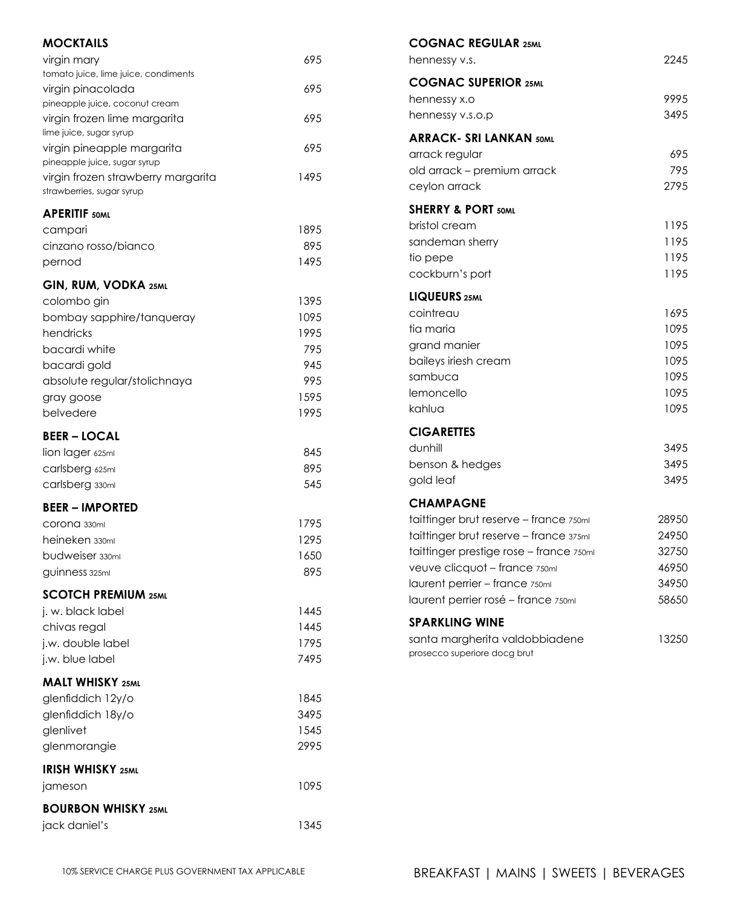## MOCKTAILS

| Item | Price |
|---|---|
| virgin mary<br>tomato juice, lime juice, condiments | 695 |
| virgin pinacolada<br>pineapple juice, coconut cream | 695 |
| virgin frozen lime margarita<br>lime juice, sugar syrup | 695 |
| virgin pineapple margarita<br>pineapple juice, sugar syrup | 695 |
| virgin frozen strawberry margarita<br>strawberries, sugar syrup | 1495 |

## APERITIF 50ML

| Item | Price |
|---|---|
| campari | 1895 |
| cinzano rosso/bianco | 895 |
| pernod | 1495 |

## GIN, RUM, VODKA 25ML

| Item | Price |
|---|---|
| colombo gin | 1395 |
| bombay sapphire/tanqueray | 1095 |
| hendricks | 1995 |
| bacardi white | 795 |
| bacardi gold | 945 |
| absolute regular/stolichnaya | 995 |
| gray goose | 1595 |
| belvedere | 1995 |

## BEER – LOCAL

| Item | Price |
|---|---|
| lion lager 625ml | 845 |
| carlsberg 625ml | 895 |
| carlsberg 330ml | 545 |

## BEER – IMPORTED

| Item | Price |
|---|---|
| corona 330ml | 1795 |
| heineken 330ml | 1295 |
| budweiser 330ml | 1650 |
| guinness 325ml | 895 |

## SCOTCH PREMIUM 25ML

| Item | Price |
|---|---|
| j. w. black label | 1445 |
| chivas regal | 1445 |
| j.w. double label | 1795 |
| j.w. blue label | 7495 |

## MALT WHISKY 25ML

| Item | Price |
|---|---|
| glenfiddich 12y/o | 1845 |
| glenfiddich 18y/o | 3495 |
| glenlivet | 1545 |
| glenmorangie | 2995 |

## IRISH WHISKY 25ML

| Item | Price |
|---|---|
| jameson | 1095 |

## BOURBON WHISKY 25ML

| Item | Price |
|---|---|
| jack daniel's | 1345 |

## COGNAC REGULAR 25ML

| Item | Price |
|---|---|
| hennessy v.s. | 2245 |

## COGNAC SUPERIOR 25ML

| Item | Price |
|---|---|
| hennessy x.o | 9995 |
| hennessy v.s.o.p | 3495 |

## ARRACK- SRI LANKAN 50ML

| Item | Price |
|---|---|
| arrack regular | 695 |
| old arrack – premium arrack | 795 |
| ceylon arrack | 2795 |

## SHERRY & PORT 50ML

| Item | Price |
|---|---|
| bristol cream | 1195 |
| sandeman sherry | 1195 |
| tio pepe | 1195 |
| cockburn's port | 1195 |

## LIQUEURS 25ML

| Item | Price |
|---|---|
| cointreau | 1695 |
| tia maria | 1095 |
| grand manier | 1095 |
| baileys iriesh cream | 1095 |
| sambuca | 1095 |
| lemoncello | 1095 |
| kahlua | 1095 |

## CIGARETTES

| Item | Price |
|---|---|
| dunhill | 3495 |
| benson & hedges | 3495 |
| gold leaf | 3495 |

## CHAMPAGNE

| Item | Price |
|---|---|
| taittinger brut reserve – france 750ml | 28950 |
| taittinger brut reserve – france 375ml | 24950 |
| taittinger prestige rose – france 750ml | 32750 |
| veuve clicquot – france 750ml | 46950 |
| laurent perrier – france 750ml | 34950 |
| laurent perrier rosé – france 750ml | 58650 |

## SPARKLING WINE

| Item | Price |
|---|---|
| santa margherita valdobbiadene<br>prosecco superiore docg brut | 13250 |

10% SERVICE CHARGE PLUS GOVERNMENT TAX APPLICABLE

BREAKFAST | MAINS | SWEETS | BEVERAGES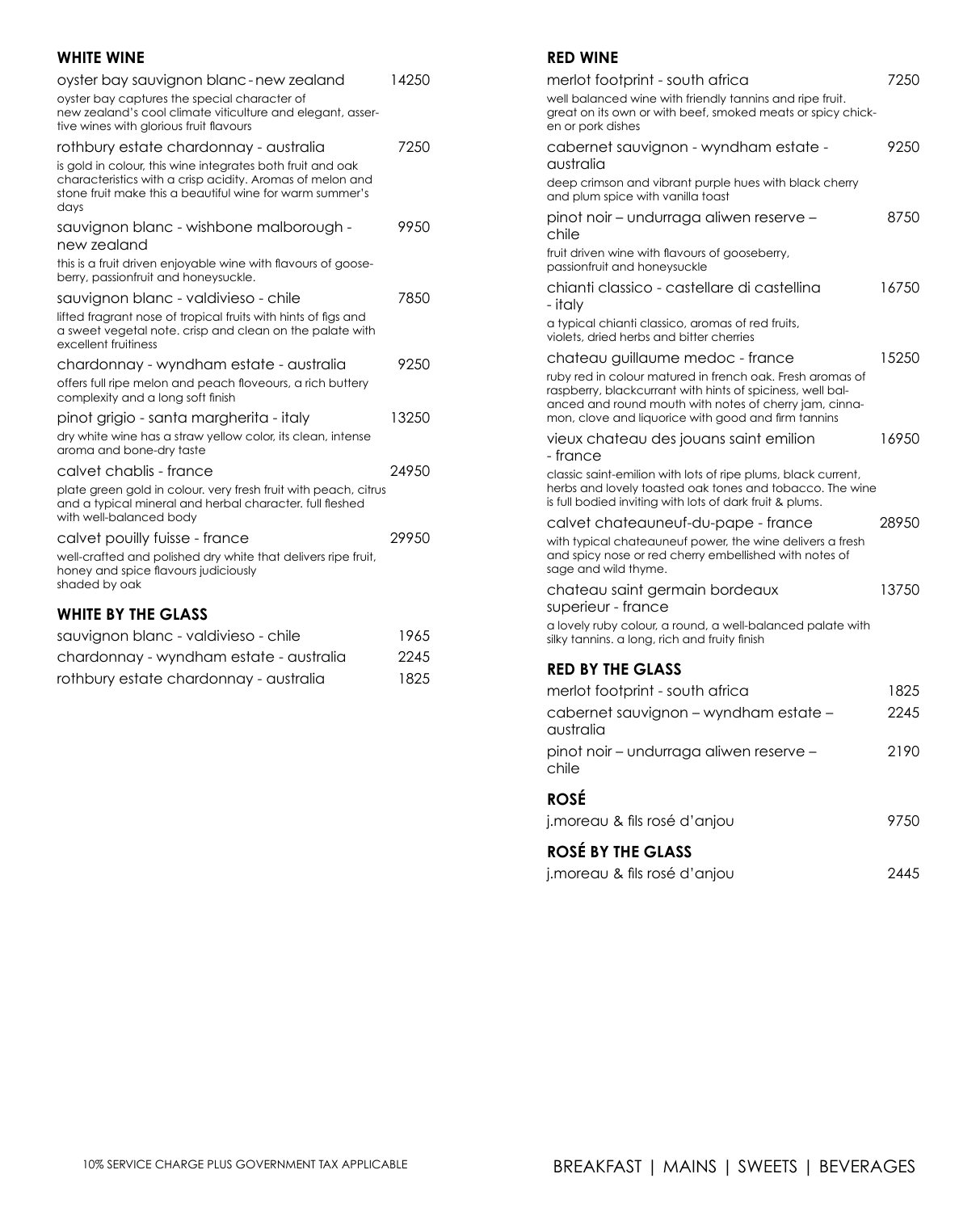## WHITE WINE

**oyster bay sauvignon blanc - new zealand** — 14250
oyster bay captures the special character of new zealand's cool climate viticulture and elegant, assertive wines with glorious fruit flavours

**rothbury estate chardonnay - australia** — 7250
is gold in colour, this wine integrates both fruit and oak characteristics with a crisp acidity. Aromas of melon and stone fruit make this a beautiful wine for warm summer's days

**sauvignon blanc - wishbone malborough - new zealand** — 9950
this is a fruit driven enjoyable wine with flavours of gooseberry, passionfruit and honeysuckle.

**sauvignon blanc - valdivieso - chile** — 7850
lifted fragrant nose of tropical fruits with hints of figs and a sweet vegetal note. crisp and clean on the palate with excellent fruitiness

**chardonnay - wyndham estate - australia** — 9250
offers full ripe melon and peach floveours, a rich buttery complexity and a long soft finish

**pinot grigio - santa margherita - italy** — 13250
dry white wine has a straw yellow color, its clean, intense aroma and bone-dry taste

**calvet chablis - france** — 24950
plate green gold in colour. very fresh fruit with peach, citrus and a typical mineral and herbal character. full fleshed with well-balanced body

**calvet pouilly fuisse - france** — 29950
well-crafted and polished dry white that delivers ripe fruit, honey and spice flavours judiciously shaded by oak

## WHITE BY THE GLASS

| | |
|---|---|
| sauvignon blanc - valdivieso - chile | 1965 |
| chardonnay - wyndham estate - australia | 2245 |
| rothbury estate chardonnay - australia | 1825 |

## RED WINE

**merlot footprint - south africa** — 7250
well balanced wine with friendly tannins and ripe fruit. great on its own or with beef, smoked meats or spicy chicken or pork dishes

**cabernet sauvignon - wyndham estate - australia** — 9250
deep crimson and vibrant purple hues with black cherry and plum spice with vanilla toast

**pinot noir – undurraga aliwen reserve – chile** — 8750
fruit driven wine with flavours of gooseberry, passionfruit and honeysuckle

**chianti classico - castellare di castellina - italy** — 16750
a typical chianti classico, aromas of red fruits, violets, dried herbs and bitter cherries

**chateau guillaume medoc - france** — 15250
ruby red in colour matured in french oak. Fresh aromas of raspberry, blackcurrant with hints of spiciness, well balanced and round mouth with notes of cherry jam, cinnamon, clove and liquorice with good and firm tannins

**vieux chateau des jouans saint emilion - france** — 16950
classic saint-emilion with lots of ripe plums, black current, herbs and lovely toasted oak tones and tobacco. The wine is full bodied inviting with lots of dark fruit & plums.

**calvet chateauneuf-du-pape - france** — 28950
with typical chateauneuf power, the wine delivers a fresh and spicy nose or red cherry embellished with notes of sage and wild thyme.

**chateau saint germain bordeaux superieur - france** — 13750
a lovely ruby colour, a round, a well-balanced palate with silky tannins. a long, rich and fruity finish

## RED BY THE GLASS

| | |
|---|---|
| merlot footprint - south africa | 1825 |
| cabernet sauvignon – wyndham estate – australia | 2245 |
| pinot noir – undurraga aliwen reserve – chile | 2190 |

## ROSÉ

| | |
|---|---|
| j.moreau & fils rosé d'anjou | 9750 |

## ROSÉ BY THE GLASS

| | |
|---|---|
| j.moreau & fils rosé d'anjou | 2445 |

10% SERVICE CHARGE PLUS GOVERNMENT TAX APPLICABLE

BREAKFAST | MAINS | SWEETS | BEVERAGES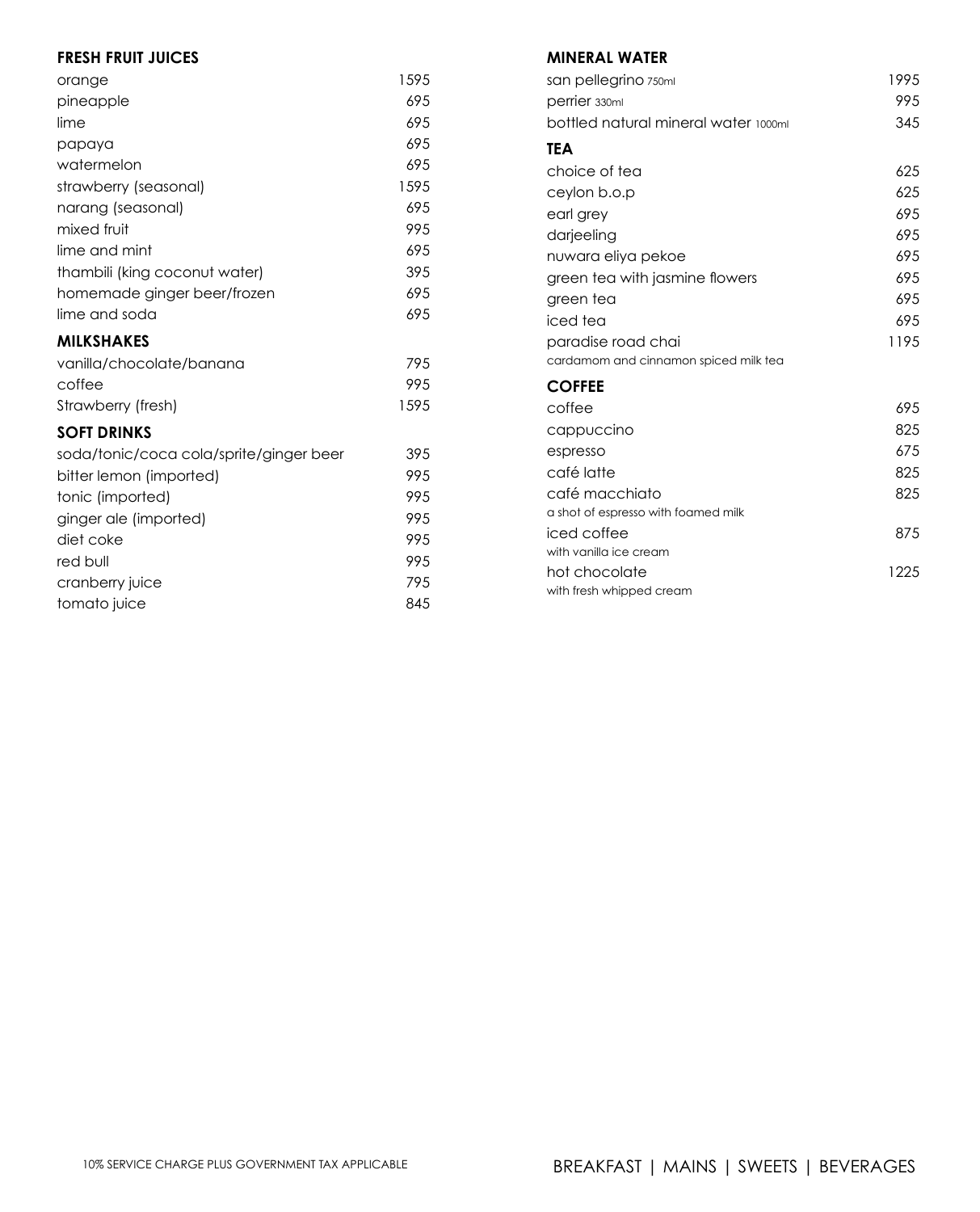## FRESH FRUIT JUICES

| | |
|---|---|
| orange | 1595 |
| pineapple | 695 |
| lime | 695 |
| papaya | 695 |
| watermelon | 695 |
| strawberry (seasonal) | 1595 |
| narang (seasonal) | 695 |
| mixed fruit | 995 |
| lime and mint | 695 |
| thambili (king coconut water) | 395 |
| homemade ginger beer/frozen | 695 |
| lime and soda | 695 |

## MILKSHAKES

| | |
|---|---|
| vanilla/chocolate/banana | 795 |
| coffee | 995 |
| Strawberry (fresh) | 1595 |

## SOFT DRINKS

| | |
|---|---|
| soda/tonic/coca cola/sprite/ginger beer | 395 |
| bitter lemon (imported) | 995 |
| tonic (imported) | 995 |
| ginger ale (imported) | 995 |
| diet coke | 995 |
| red bull | 995 |
| cranberry juice | 795 |
| tomato juice | 845 |

## MINERAL WATER

| | |
|---|---|
| san pellegrino 750ml | 1995 |
| perrier 330ml | 995 |
| bottled natural mineral water 1000ml | 345 |

## TEA

| | |
|---|---|
| choice of tea | 625 |
| ceylon b.o.p | 625 |
| earl grey | 695 |
| darjeeling | 695 |
| nuwara eliya pekoe | 695 |
| green tea with jasmine flowers | 695 |
| green tea | 695 |
| iced tea | 695 |
| paradise road chai<br>cardamom and cinnamon spiced milk tea | 1195 |

## COFFEE

| | |
|---|---|
| coffee | 695 |
| cappuccino | 825 |
| espresso | 675 |
| café latte | 825 |
| café macchiato<br>a shot of espresso with foamed milk | 825 |
| iced coffee<br>with vanilla ice cream | 875 |
| hot chocolate<br>with fresh whipped cream | 1225 |

10% SERVICE CHARGE PLUS GOVERNMENT TAX APPLICABLE

BREAKFAST | MAINS | SWEETS | BEVERAGES